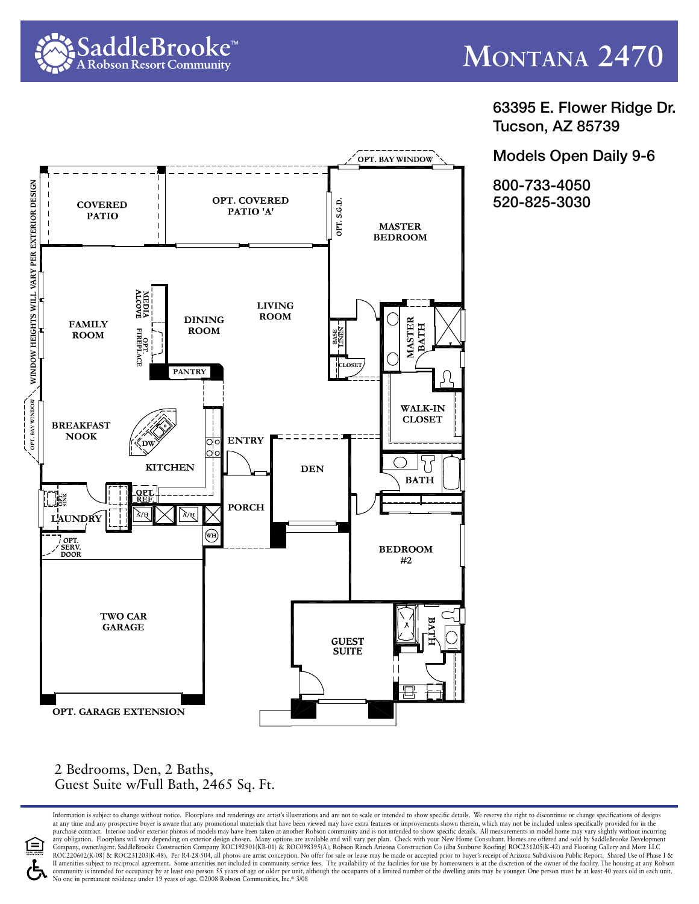# SaddleBrooke™
A Robson Resort Community

# Montana 2470

63395 E. Flower Ridge Dr.
Tucson, AZ 85739

Models Open Daily 9-6

800-733-4050
520-825-3030

COVERED PATIO
OPT. COVERED PATIO 'A'
OPT. BAY WINDOW
OPT. S.G.D.
MASTER BEDROOM
WINDOW HEIGHTS WILL VARY PER EXTERIOR DESIGN
MEDIA ALCOVE
OPT. FIREPLACE
FAMILY ROOM
DINING ROOM
LIVING ROOM
BASE LINEN
CLOSET
MASTER BATH
PANTRY
WALK-IN CLOSET
OPT. BAY WINDOW
BREAKFAST NOOK
DW
ENTRY
DEN
KITCHEN
BATH
OPT. SINK
OPT. REF.
LAUNDRY
A/H
A/H
PORCH
WH
OPT. SERV. DOOR
BEDROOM #2
TWO CAR GARAGE
GUEST SUITE
BATH
OPT. GARAGE EXTENSION

2 Bedrooms, Den, 2 Baths,
Guest Suite w/Full Bath, 2465 Sq. Ft.

Information is subject to change without notice. Floorplans and renderings are artist's illustrations and are not to scale or intended to show specific details. We reserve the right to discontinue or change specifications of designs at any time and any prospective buyer is aware that any promotional materials that have been viewed may have extra features or improvements shown therein, which may not be included unless specifically provided for in the purchase contract. Interior and/or exterior photos of models may have been taken at another Robson community and is not intended to show specific details. All measurements in model home may vary slightly without incurring any obligation. Floorplans will vary depending on exterior design chosen. Many options are available and will vary per plan. Check with your New Home Consultant. Homes are offered and sold by SaddleBrooke Development Company, owner/agent. SaddleBrooke Construction Company ROC192901(KB-01) & ROC098395(A); Robson Ranch Arizona Construction Co (dba Sunburst Roofing) ROC231205(K-42) and Flooring Gallery and More LLC ROC220602(K-08) & ROC231203(K-48). Per R4-28-504, all photos are artist conception. No offer for sale or lease may be made or accepted prior to buyer's receipt of Arizona Subdivision Public Report. Shared Use of Phase I & II amenities subject to reciprocal agreement. Some amenities not included in community service fees. The availability of the facilities for use by homeowners is at the discretion of the owner of the facility. The housing at any Robson community is intended for occupancy by at least one person 55 years of age or older per unit, although the occupants of a limited number of the dwelling units may be younger. One person must be at least 40 years old in each unit. No one in permanent residence under 19 years of age. ©2008 Robson Communities, Inc.® 3/08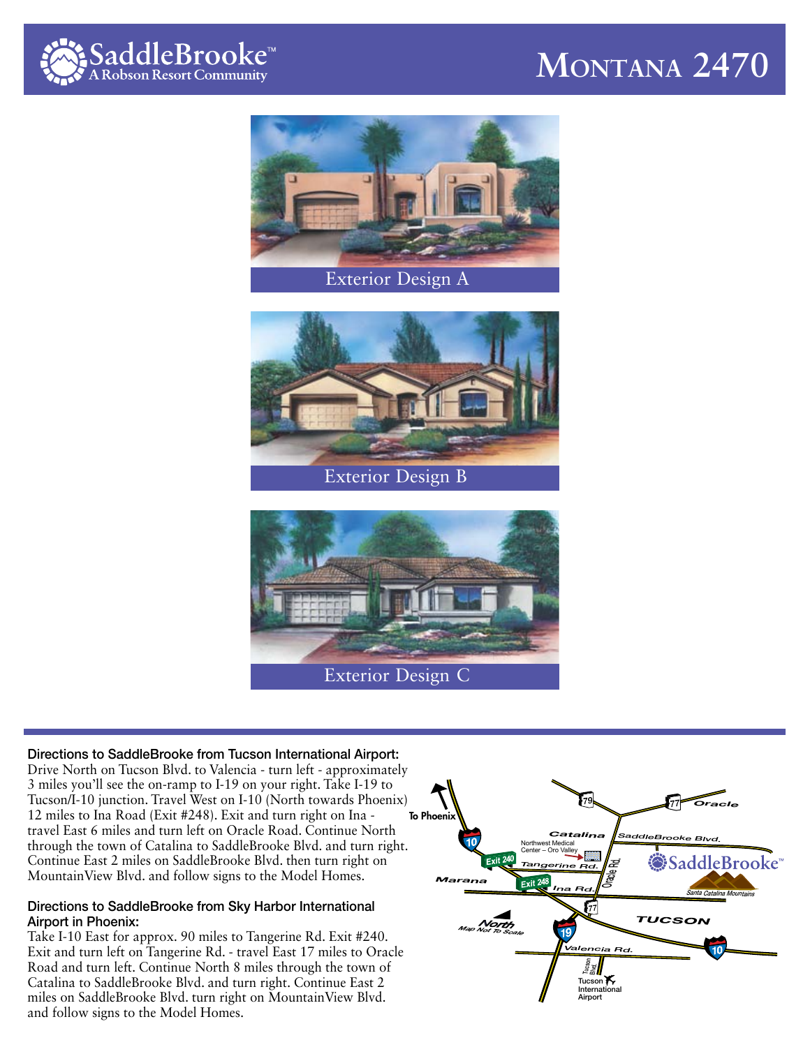# SaddleBrooke™
A Robson Resort Community

# MONTANA 2470

Exterior Design A

Exterior Design B

Exterior Design C

**Directions to SaddleBrooke from Tucson International Airport:**
Drive North on Tucson Blvd. to Valencia - turn left - approximately 3 miles you'll see the on-ramp to I-19 on your right. Take I-19 to Tucson/I-10 junction. Travel West on I-10 (North towards Phoenix) 12 miles to Ina Road (Exit #248). Exit and turn right on Ina - travel East 6 miles and turn left on Oracle Road. Continue North through the town of Catalina to SaddleBrooke Blvd. and turn right. Continue East 2 miles on SaddleBrooke Blvd. then turn right on MountainView Blvd. and follow signs to the Model Homes.

**Directions to SaddleBrooke from Sky Harbor International Airport in Phoenix:**
Take I-10 East for approx. 90 miles to Tangerine Rd. Exit #240. Exit and turn left on Tangerine Rd. - travel East 17 miles to Oracle Road and turn left. Continue North 8 miles through the town of Catalina and turn right. Continue East 2 miles on SaddleBrooke Blvd. turn right on MountainView Blvd. and follow signs to the Model Homes.

To Phoenix
79
77
Oracle
10
Catalina
SaddleBrooke Blvd.
Northwest Medical Center – Oro Valley
Exit 240
Tangerine Rd.
Oracle Rd.
SaddleBrooke™
Marana
Exit 248
Ina Rd.
Santa Catalina Mountains
77
North
Map Not To Scale
19
TUCSON
Valencia Rd.
10
Tucson Blvd.
Tucson International Airport